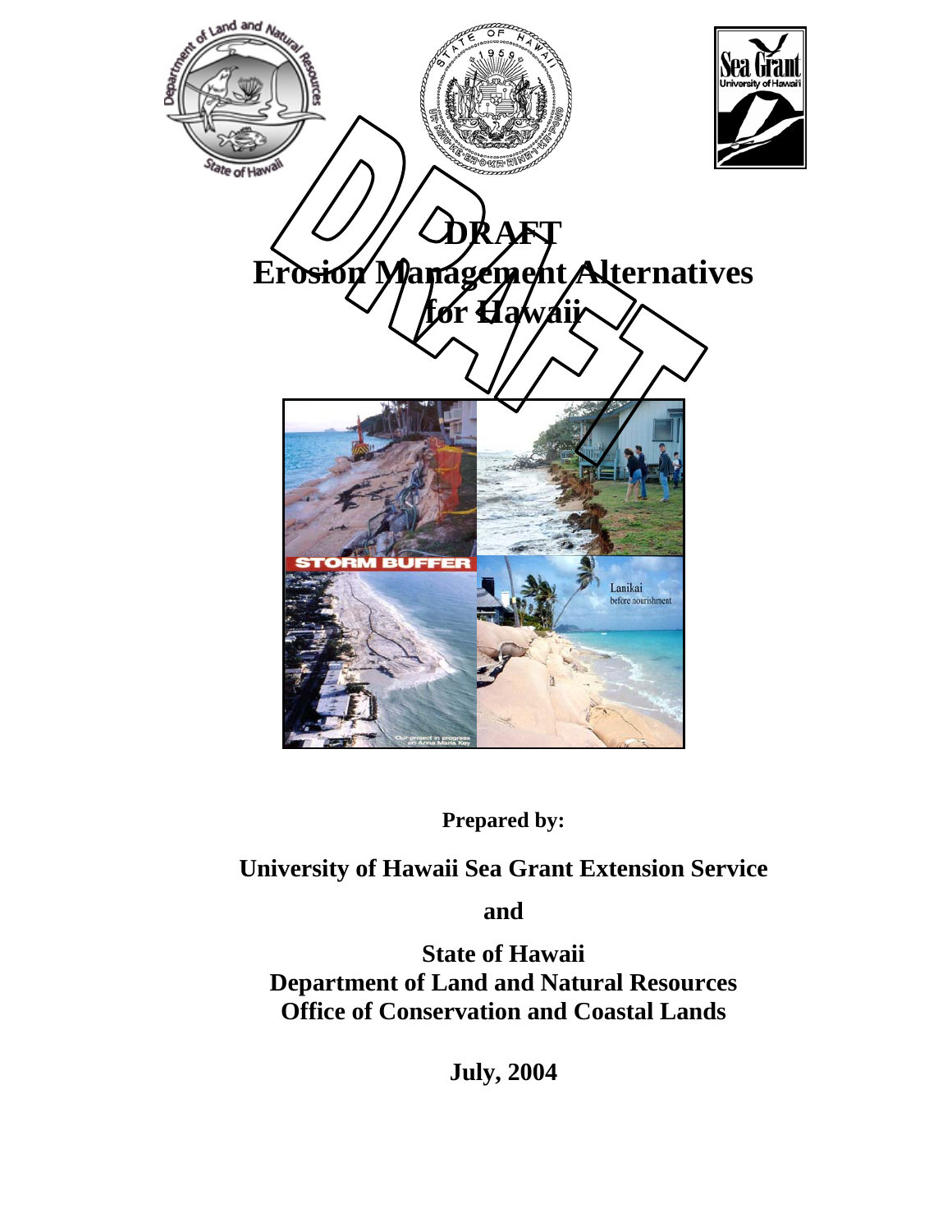# DRAFT
# Erosion Management Alternatives for Hawaii

**Prepared by:**

**University of Hawaii Sea Grant Extension Service**

**and**

**State of Hawaii**
**Department of Land and Natural Resources**
**Office of Conservation and Coastal Lands**

**July, 2004**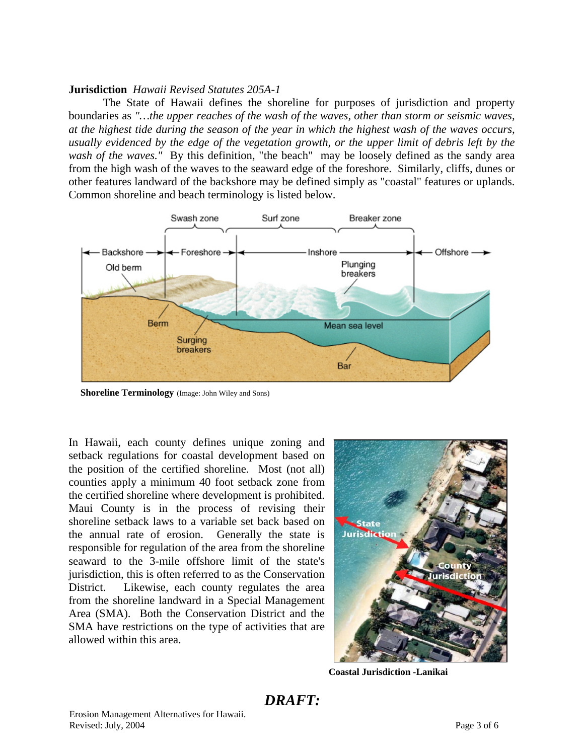**Jurisdiction** *Hawaii Revised Statutes 205A-1*

The State of Hawaii defines the shoreline for purposes of jurisdiction and property boundaries as *"…the upper reaches of the wash of the waves, other than storm or seismic waves, at the highest tide during the season of the year in which the highest wash of the waves occurs, usually evidenced by the edge of the vegetation growth, or the upper limit of debris left by the wash of the waves."* By this definition, "the beach" may be loosely defined as the sandy area from the high wash of the waves to the seaward edge of the foreshore. Similarly, cliffs, dunes or other features landward of the backshore may be defined simply as "coastal" features or uplands. Common shoreline and beach terminology is listed below.

**Shoreline Terminology** (Image: John Wiley and Sons)

In Hawaii, each county defines unique zoning and setback regulations for coastal development based on the position of the certified shoreline. Most (not all) counties apply a minimum 40 foot setback zone from the certified shoreline where development is prohibited. Maui County is in the process of revising their shoreline setback laws to a variable set back based on the annual rate of erosion. Generally the state is responsible for regulation of the area from the shoreline seaward to the 3-mile offshore limit of the state's jurisdiction, this is often referred to as the Conservation District. Likewise, each county regulates the area from the shoreline landward in a Special Management Area (SMA). Both the Conservation District and the SMA have restrictions on the type of activities that are allowed within this area.

**Coastal Jurisdiction -Lanikai**

## *DRAFT:*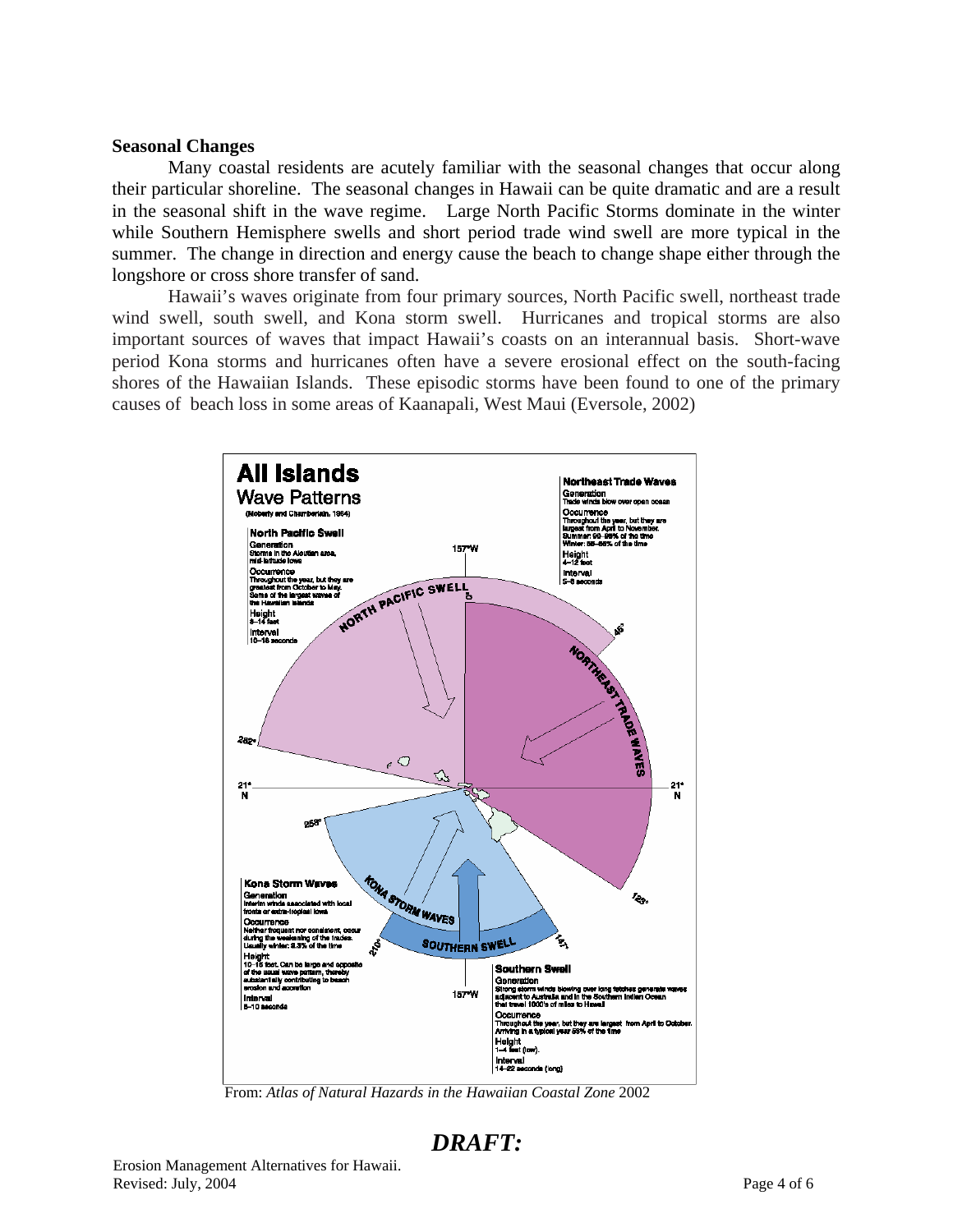**Seasonal Changes**

Many coastal residents are acutely familiar with the seasonal changes that occur along their particular shoreline. The seasonal changes in Hawaii can be quite dramatic and are a result in the seasonal shift in the wave regime. Large North Pacific Storms dominate in the winter while Southern Hemisphere swells and short period trade wind swell are more typical in the summer. The change in direction and energy cause the beach to change shape either through the longshore or cross shore transfer of sand.

Hawaii's waves originate from four primary sources, North Pacific swell, northeast trade wind swell, south swell, and Kona storm swell. Hurricanes and tropical storms are also important sources of waves that impact Hawaii's coasts on an interannual basis. Short-wave period Kona storms and hurricanes often have a severe erosional effect on the south-facing shores of the Hawaiian Islands. These episodic storms have been found to one of the primary causes of beach loss in some areas of Kaanapali, West Maui (Eversole, 2002)

From: *Atlas of Natural Hazards in the Hawaiian Coastal Zone* 2002

***DRAFT:***

Erosion Management Alternatives for Hawaii.
Revised: July, 2004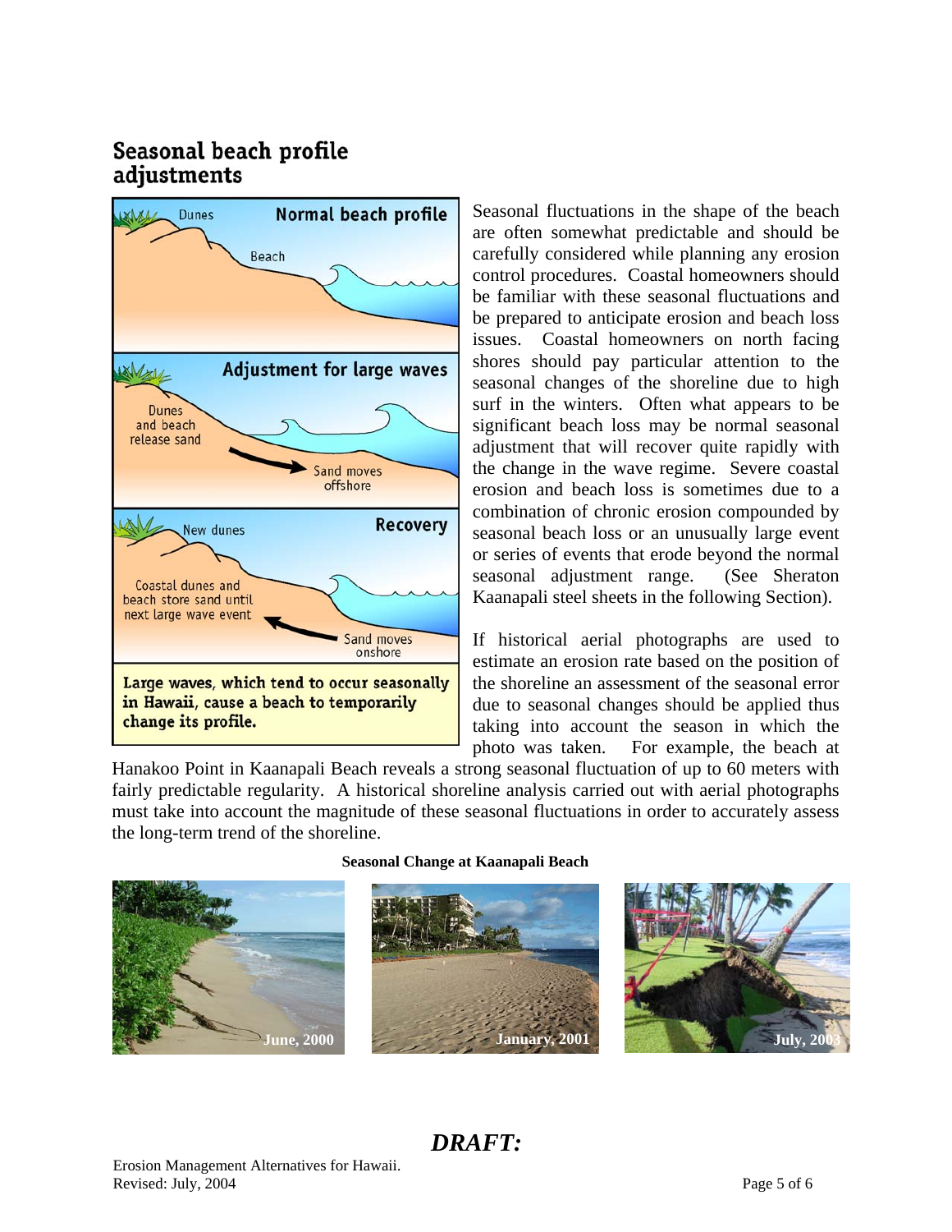## Seasonal beach profile adjustments

Large waves, which tend to occur seasonally in Hawaii, cause a beach to temporarily change its profile.

Seasonal fluctuations in the shape of the beach are often somewhat predictable and should be carefully considered while planning any erosion control procedures. Coastal homeowners should be familiar with these seasonal fluctuations and be prepared to anticipate erosion and beach loss issues. Coastal homeowners on north facing shores should pay particular attention to the seasonal changes of the shoreline due to high surf in the winters. Often what appears to be significant beach loss may be normal seasonal adjustment that will recover quite rapidly with the change in the wave regime. Severe coastal erosion and beach loss is sometimes due to a combination of chronic erosion compounded by seasonal beach loss or an unusually large event or series of events that erode beyond the normal seasonal adjustment range. (See Sheraton Kaanapali steel sheets in the following Section).

If historical aerial photographs are used to estimate an erosion rate based on the position of the shoreline an assessment of the seasonal error due to seasonal changes should be applied thus taking into account the season in which the photo was taken. For example, the beach at Hanakoo Point in Kaanapali Beach reveals a strong seasonal fluctuation of up to 60 meters with fairly predictable regularity. A historical shoreline analysis carried out with aerial photographs must take into account the magnitude of these seasonal fluctuations in order to accurately assess the long-term trend of the shoreline.

**Seasonal Change at Kaanapali Beach**

June, 2000 — January, 2001 — July, 2003

***DRAFT:***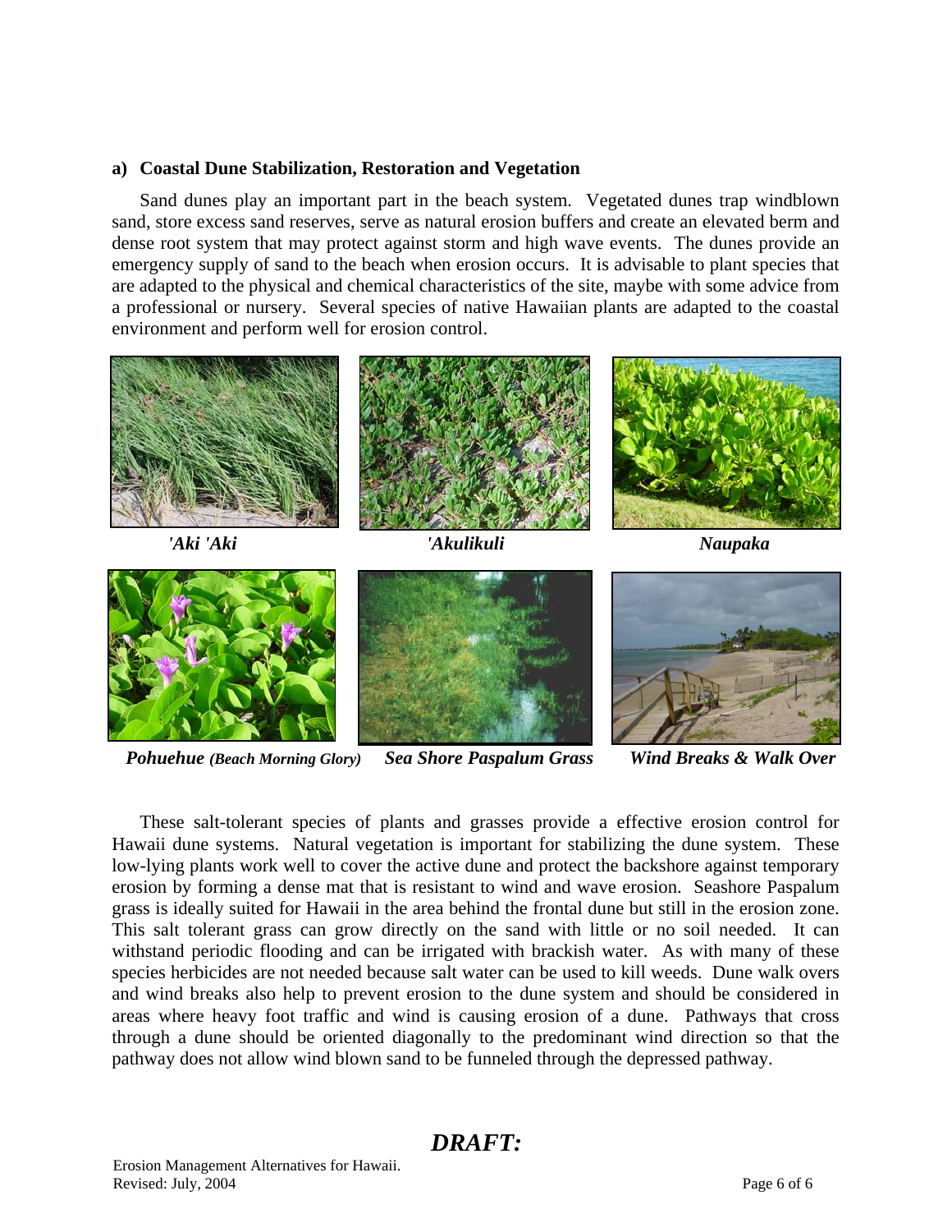### a) Coastal Dune Stabilization, Restoration and Vegetation

Sand dunes play an important part in the beach system. Vegetated dunes trap windblown sand, store excess sand reserves, serve as natural erosion buffers and create an elevated berm and dense root system that may protect against storm and high wave events. The dunes provide an emergency supply of sand to the beach when erosion occurs. It is advisable to plant species that are adapted to the physical and chemical characteristics of the site, maybe with some advice from a professional or nursery. Several species of native Hawaiian plants are adapted to the coastal environment and perform well for erosion control.

***'Aki 'Aki***

***'Akulikuli***

***Naupaka***

***Pohuehue** **(Beach Morning Glory)***

***Sea Shore Paspalum Grass***

***Wind Breaks & Walk Over***

These salt-tolerant species of plants and grasses provide a effective erosion control for Hawaii dune systems. Natural vegetation is important for stabilizing the dune system. These low-lying plants work well to cover the active dune and protect the backshore against temporary erosion by forming a dense mat that is resistant to wind and wave erosion. Seashore Paspalum grass is ideally suited for Hawaii in the area behind the frontal dune but still in the erosion zone. This salt tolerant grass can grow directly on the sand with little or no soil needed. It can withstand periodic flooding and can be irrigated with brackish water. As with many of these species herbicides are not needed because salt water can be used to kill weeds. Dune walk overs and wind breaks also help to prevent erosion to the dune system and should be considered in areas where heavy foot traffic and wind is causing erosion of a dune. Pathways that cross through a dune should be oriented diagonally to the predominant wind direction so that the pathway does not allow wind blown sand to be funneled through the depressed pathway.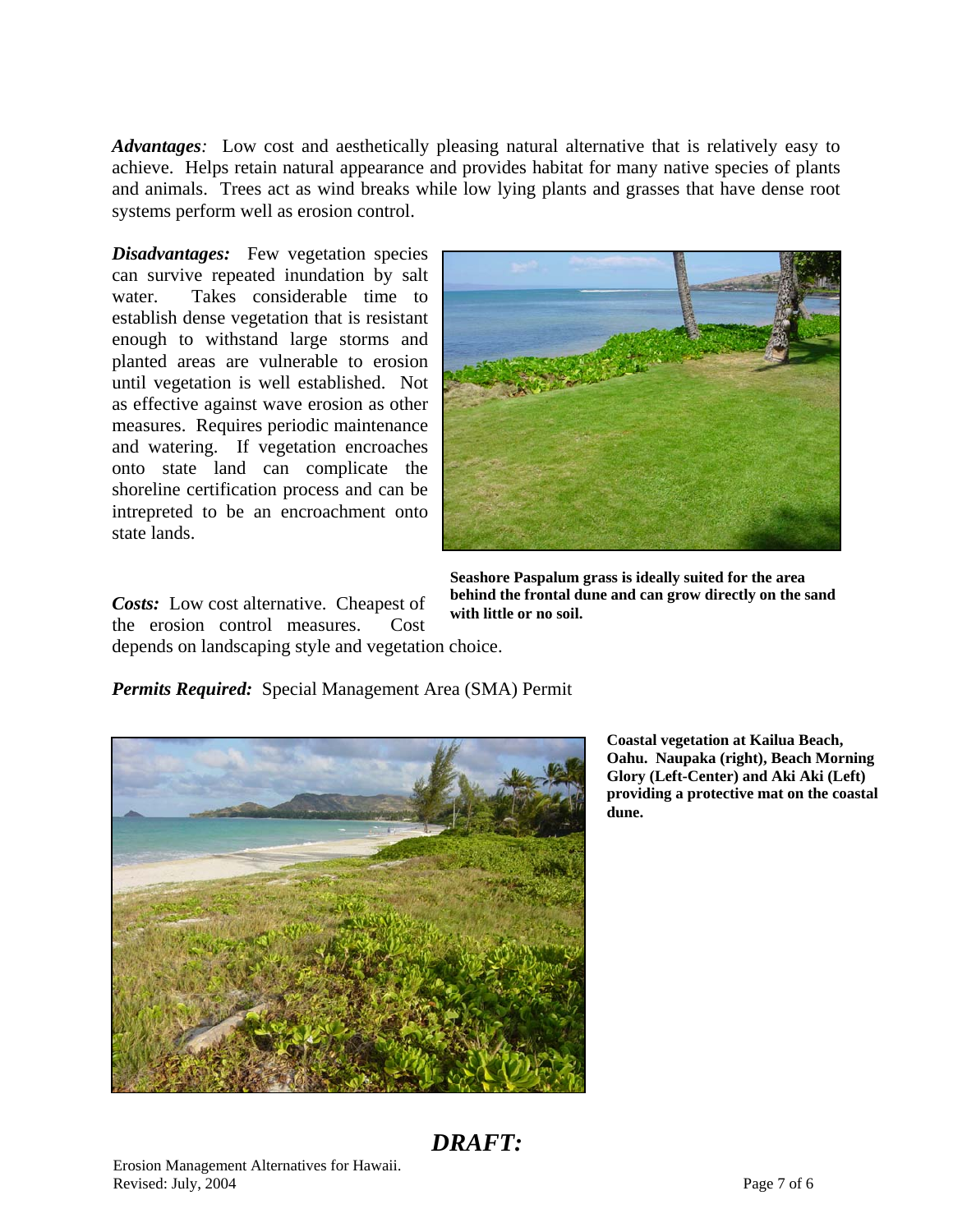***Advantages:*** Low cost and aesthetically pleasing natural alternative that is relatively easy to achieve. Helps retain natural appearance and provides habitat for many native species of plants and animals. Trees act as wind breaks while low lying plants and grasses that have dense root systems perform well as erosion control.

***Disadvantages:*** Few vegetation species can survive repeated inundation by salt water. Takes considerable time to establish dense vegetation that is resistant enough to withstand large storms and planted areas are vulnerable to erosion until vegetation is well established. Not as effective against wave erosion as other measures. Requires periodic maintenance and watering. If vegetation encroaches onto state land can complicate the shoreline certification process and can be intrepreted to be an encroachment onto state lands.

**Seashore Paspalum grass is ideally suited for the area behind the frontal dune and can grow directly on the sand with little or no soil.**

***Costs:*** Low cost alternative. Cheapest of the erosion control measures. Cost depends on landscaping style and vegetation choice.

***Permits Required:*** Special Management Area (SMA) Permit

**Coastal vegetation at Kailua Beach, Oahu. Naupaka (right), Beach Morning Glory (Left-Center) and Aki Aki (Left) providing a protective mat on the coastal dune.**

***DRAFT:***